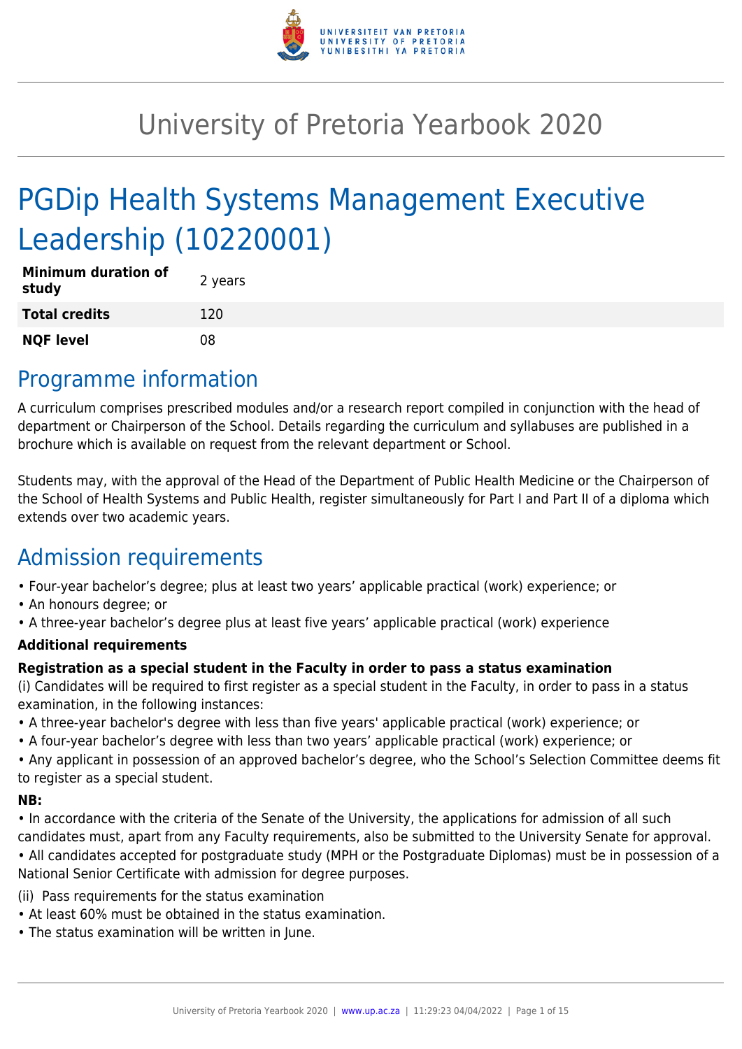# University of Pretoria Yearbook 2020

# PGDip Health Systems Management Executive Leadership (10220001)

| | |
|---|---|
| **Minimum duration of study** | 2 years |
| **Total credits** | 120 |
| **NQF level** | 08 |

## Programme information

A curriculum comprises prescribed modules and/or a research report compiled in conjunction with the head of department or Chairperson of the School. Details regarding the curriculum and syllabuses are published in a brochure which is available on request from the relevant department or School.

Students may, with the approval of the Head of the Department of Public Health Medicine or the Chairperson of the School of Health Systems and Public Health, register simultaneously for Part I and Part II of a diploma which extends over two academic years.

## Admission requirements

- Four-year bachelor's degree; plus at least two years' applicable practical (work) experience; or
- An honours degree; or
- A three-year bachelor's degree plus at least five years' applicable practical (work) experience

**Additional requirements**

**Registration as a special student in the Faculty in order to pass a status examination**

(i) Candidates will be required to first register as a special student in the Faculty, in order to pass in a status examination, in the following instances:

- A three-year bachelor's degree with less than five years' applicable practical (work) experience; or
- A four-year bachelor's degree with less than two years' applicable practical (work) experience; or
- Any applicant in possession of an approved bachelor's degree, who the School's Selection Committee deems fit to register as a special student.

**NB:**

- In accordance with the criteria of the Senate of the University, the applications for admission of all such candidates must, apart from any Faculty requirements, also be submitted to the University Senate for approval.
- All candidates accepted for postgraduate study (MPH or the Postgraduate Diplomas) must be in possession of a National Senior Certificate with admission for degree purposes.

(ii) Pass requirements for the status examination

- At least 60% must be obtained in the status examination.
- The status examination will be written in June.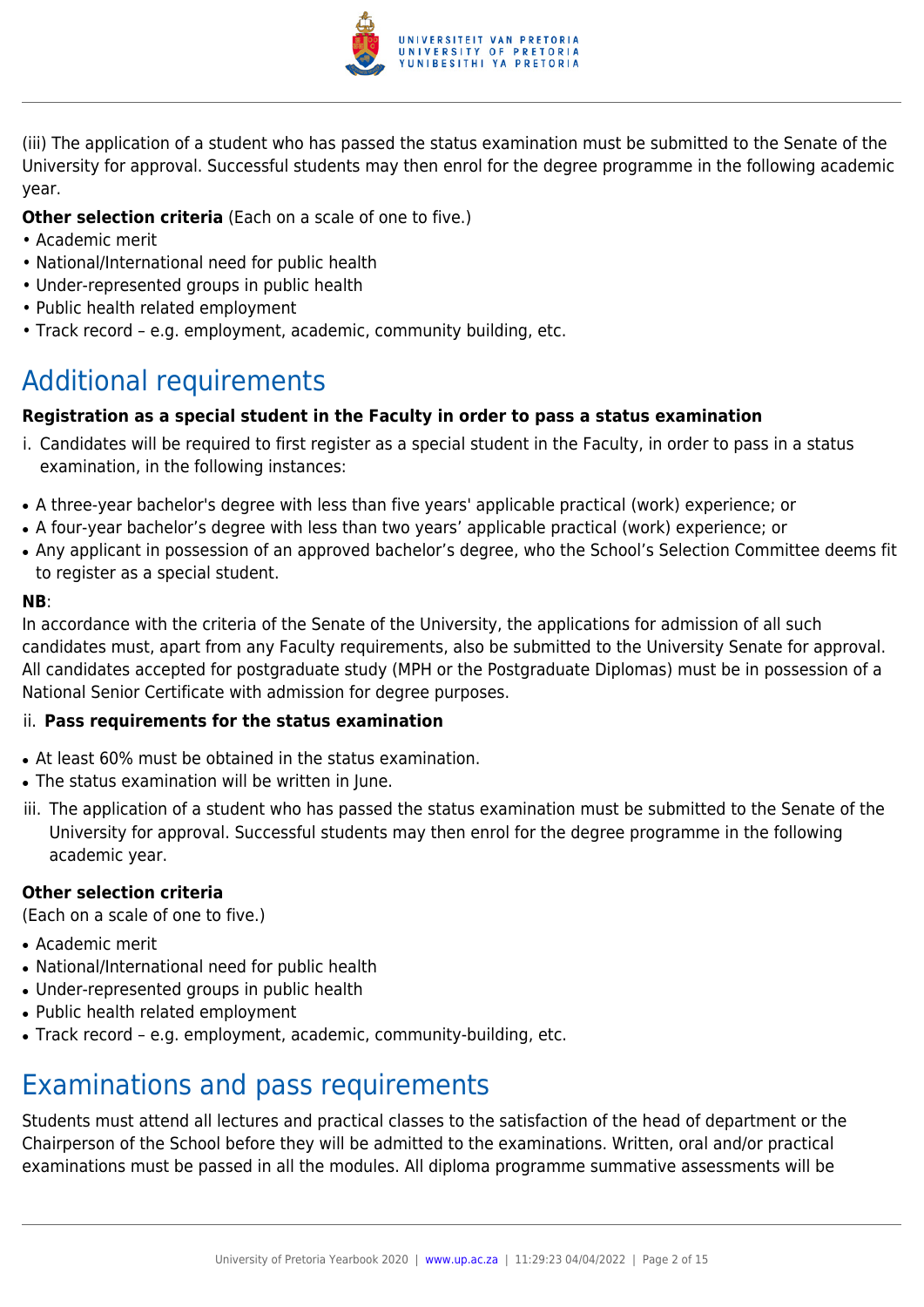(iii) The application of a student who has passed the status examination must be submitted to the Senate of the University for approval. Successful students may then enrol for the degree programme in the following academic year.

**Other selection criteria** (Each on a scale of one to five.)
• Academic merit
• National/International need for public health
• Under-represented groups in public health
• Public health related employment
• Track record – e.g. employment, academic, community building, etc.

# Additional requirements

**Registration as a special student in the Faculty in order to pass a status examination**

i. Candidates will be required to first register as a special student in the Faculty, in order to pass in a status examination, in the following instances:

- A three-year bachelor's degree with less than five years' applicable practical (work) experience; or
- A four-year bachelor's degree with less than two years' applicable practical (work) experience; or
- Any applicant in possession of an approved bachelor's degree, who the School's Selection Committee deems fit to register as a special student.

**NB**:
In accordance with the criteria of the Senate of the University, the applications for admission of all such candidates must, apart from any Faculty requirements, also be submitted to the University Senate for approval. All candidates accepted for postgraduate study (MPH or the Postgraduate Diplomas) must be in possession of a National Senior Certificate with admission for degree purposes.

ii. **Pass requirements for the status examination**

- At least 60% must be obtained in the status examination.
- The status examination will be written in June.

iii. The application of a student who has passed the status examination must be submitted to the Senate of the University for approval. Successful students may then enrol for the degree programme in the following academic year.

**Other selection criteria**
(Each on a scale of one to five.)

- Academic merit
- National/International need for public health
- Under-represented groups in public health
- Public health related employment
- Track record – e.g. employment, academic, community-building, etc.

# Examinations and pass requirements

Students must attend all lectures and practical classes to the satisfaction of the head of department or the Chairperson of the School before they will be admitted to the examinations. Written, oral and/or practical examinations must be passed in all the modules. All diploma programme summative assessments will be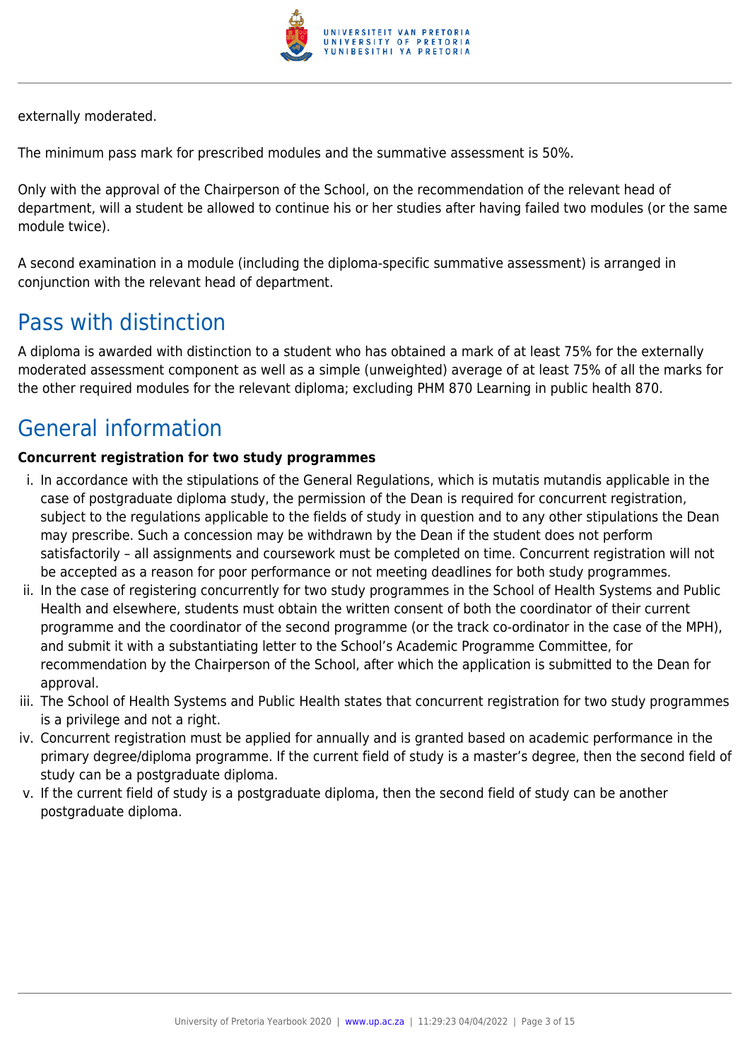externally moderated.

The minimum pass mark for prescribed modules and the summative assessment is 50%.

Only with the approval of the Chairperson of the School, on the recommendation of the relevant head of department, will a student be allowed to continue his or her studies after having failed two modules (or the same module twice).

A second examination in a module (including the diploma-specific summative assessment) is arranged in conjunction with the relevant head of department.

## Pass with distinction

A diploma is awarded with distinction to a student who has obtained a mark of at least 75% for the externally moderated assessment component as well as a simple (unweighted) average of at least 75% of all the marks for the other required modules for the relevant diploma; excluding PHM 870 Learning in public health 870.

## General information

**Concurrent registration for two study programmes**

i. In accordance with the stipulations of the General Regulations, which is mutatis mutandis applicable in the case of postgraduate diploma study, the permission of the Dean is required for concurrent registration, subject to the regulations applicable to the fields of study in question and to any other stipulations the Dean may prescribe. Such a concession may be withdrawn by the Dean if the student does not perform satisfactorily – all assignments and coursework must be completed on time. Concurrent registration will not be accepted as a reason for poor performance or not meeting deadlines for both study programmes.

ii. In the case of registering concurrently for two study programmes in the School of Health Systems and Public Health and elsewhere, students must obtain the written consent of both the coordinator of their current programme and the coordinator of the second programme (or the track co-ordinator in the case of the MPH), and submit it with a substantiating letter to the School's Academic Programme Committee, for recommendation by the Chairperson of the School, after which the application is submitted to the Dean for approval.

iii. The School of Health Systems and Public Health states that concurrent registration for two study programmes is a privilege and not a right.

iv. Concurrent registration must be applied for annually and is granted based on academic performance in the primary degree/diploma programme. If the current field of study is a master's degree, then the second field of study can be a postgraduate diploma.

v. If the current field of study is a postgraduate diploma, then the second field of study can be another postgraduate diploma.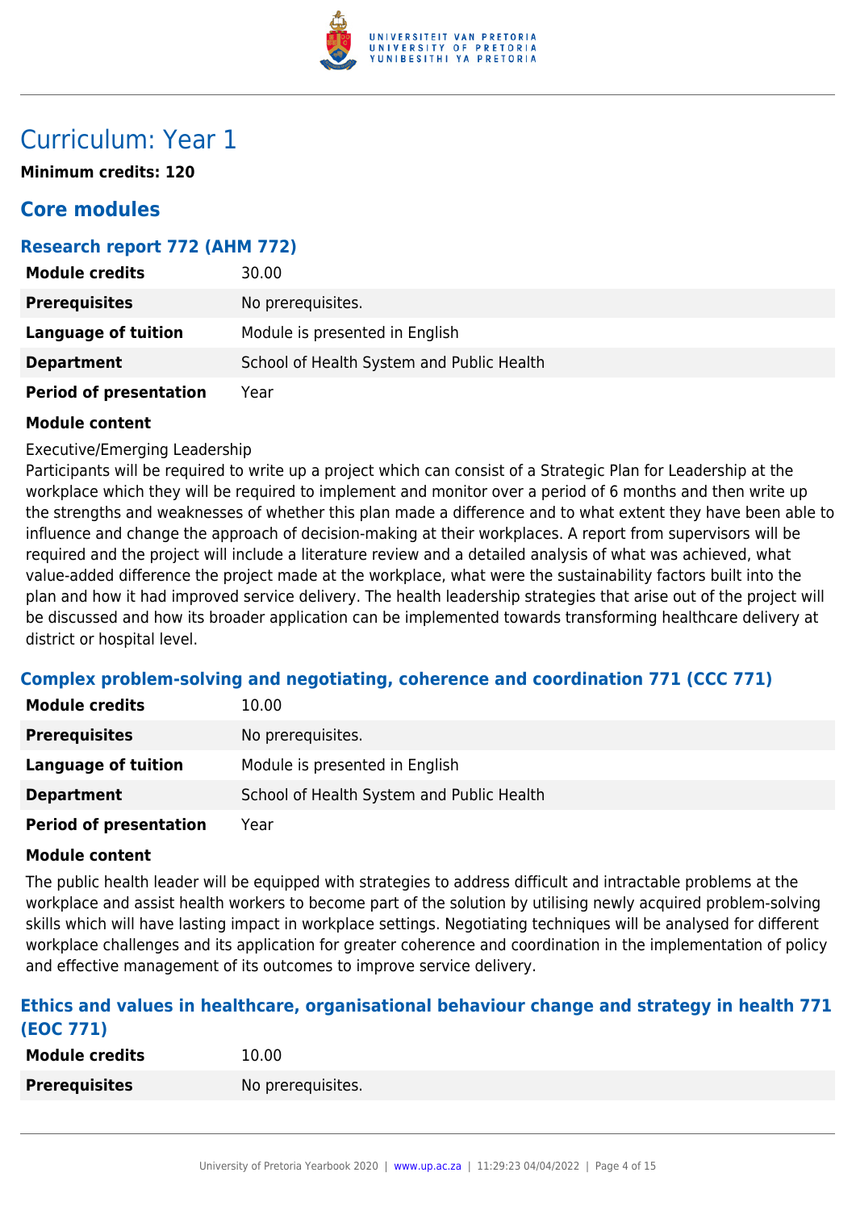# Curriculum: Year 1

**Minimum credits: 120**

## Core modules

### Research report 772 (AHM 772)

| | |
|---|---|
| **Module credits** | 30.00 |
| **Prerequisites** | No prerequisites. |
| **Language of tuition** | Module is presented in English |
| **Department** | School of Health System and Public Health |
| **Period of presentation** | Year |

**Module content**

Executive/Emerging Leadership
Participants will be required to write up a project which can consist of a Strategic Plan for Leadership at the workplace which they will be required to implement and monitor over a period of 6 months and then write up the strengths and weaknesses of whether this plan made a difference and to what extent they have been able to influence and change the approach of decision-making at their workplaces. A report from supervisors will be required and the project will include a literature review and a detailed analysis of what was achieved, what value-added difference the project made at the workplace, what were the sustainability factors built into the plan and how it had improved service delivery. The health leadership strategies that arise out of the project will be discussed and how its broader application can be implemented towards transforming healthcare delivery at district or hospital level.

### Complex problem-solving and negotiating, coherence and coordination 771 (CCC 771)

| | |
|---|---|
| **Module credits** | 10.00 |
| **Prerequisites** | No prerequisites. |
| **Language of tuition** | Module is presented in English |
| **Department** | School of Health System and Public Health |
| **Period of presentation** | Year |

**Module content**

The public health leader will be equipped with strategies to address difficult and intractable problems at the workplace and assist health workers to become part of the solution by utilising newly acquired problem-solving skills which will have lasting impact in workplace settings. Negotiating techniques will be analysed for different workplace challenges and its application for greater coherence and coordination in the implementation of policy and effective management of its outcomes to improve service delivery.

### Ethics and values in healthcare, organisational behaviour change and strategy in health 771 (EOC 771)

| | |
|---|---|
| **Module credits** | 10.00 |
| **Prerequisites** | No prerequisites. |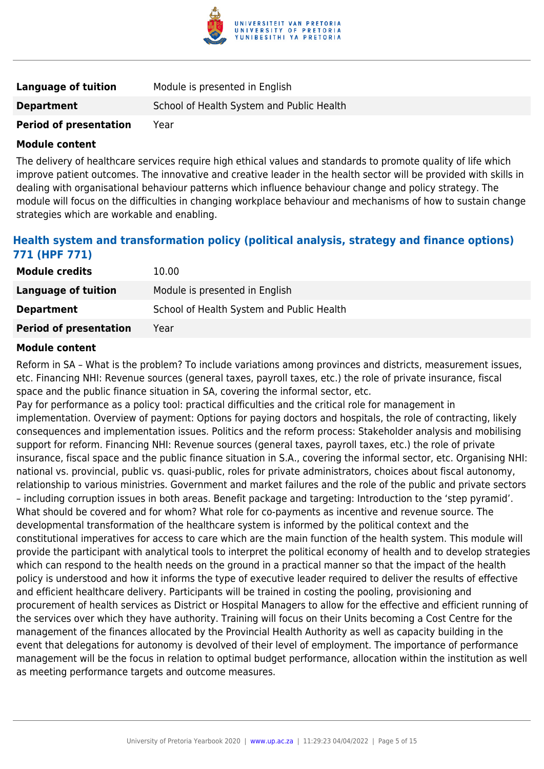| | |
|---|---|
| **Language of tuition** | Module is presented in English |
| **Department** | School of Health System and Public Health |
| **Period of presentation** | Year |

**Module content**

The delivery of healthcare services require high ethical values and standards to promote quality of life which improve patient outcomes. The innovative and creative leader in the health sector will be provided with skills in dealing with organisational behaviour patterns which influence behaviour change and policy strategy. The module will focus on the difficulties in changing workplace behaviour and mechanisms of how to sustain change strategies which are workable and enabling.

### Health system and transformation policy (political analysis, strategy and finance options) 771 (HPF 771)

| | |
|---|---|
| **Module credits** | 10.00 |
| **Language of tuition** | Module is presented in English |
| **Department** | School of Health System and Public Health |
| **Period of presentation** | Year |

**Module content**

Reform in SA – What is the problem? To include variations among provinces and districts, measurement issues, etc. Financing NHI: Revenue sources (general taxes, payroll taxes, etc.) the role of private insurance, fiscal space and the public finance situation in SA, covering the informal sector, etc.
Pay for performance as a policy tool: practical difficulties and the critical role for management in implementation. Overview of payment: Options for paying doctors and hospitals, the role of contracting, likely consequences and implementation issues. Politics and the reform process: Stakeholder analysis and mobilising support for reform. Financing NHI: Revenue sources (general taxes, payroll taxes, etc.) the role of private insurance, fiscal space and the public finance situation in S.A., covering the informal sector, etc. Organising NHI: national vs. provincial, public vs. quasi-public, roles for private administrators, choices about fiscal autonomy, relationship to various ministries. Government and market failures and the role of the public and private sectors – including corruption issues in both areas. Benefit package and targeting: Introduction to the 'step pyramid'. What should be covered and for whom? What role for co-payments as incentive and revenue source. The developmental transformation of the healthcare system is informed by the political context and the constitutional imperatives for access to care which are the main function of the health system. This module will provide the participant with analytical tools to interpret the political economy of health and to develop strategies which can respond to the health needs on the ground in a practical manner so that the impact of the health policy is understood and how it informs the type of executive leader required to deliver the results of effective and efficient healthcare delivery. Participants will be trained in costing the pooling, provisioning and procurement of health services as District or Hospital Managers to allow for the effective and efficient running of the services over which they have authority. Training will focus on their Units becoming a Cost Centre for the management of the finances allocated by the Provincial Health Authority as well as capacity building in the event that delegations for autonomy is devolved of their level of employment. The importance of performance management will be the focus in relation to optimal budget performance, allocation within the institution as well as meeting performance targets and outcome measures.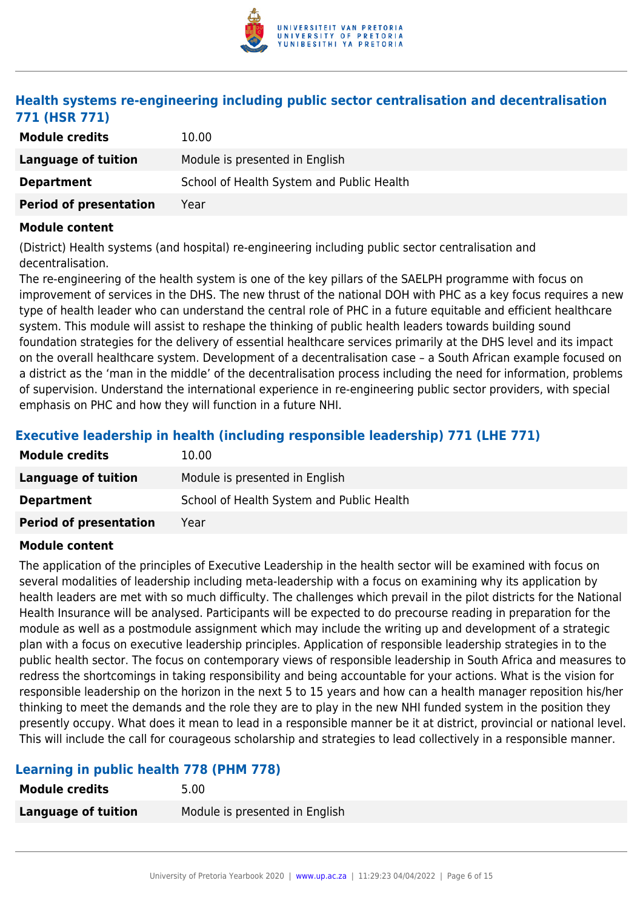### Health systems re-engineering including public sector centralisation and decentralisation 771 (HSR 771)

| **Module credits** | 10.00 |
|---|---|
| **Language of tuition** | Module is presented in English |
| **Department** | School of Health System and Public Health |
| **Period of presentation** | Year |

**Module content**

(District) Health systems (and hospital) re-engineering including public sector centralisation and decentralisation.
The re-engineering of the health system is one of the key pillars of the SAELPH programme with focus on improvement of services in the DHS. The new thrust of the national DOH with PHC as a key focus requires a new type of health leader who can understand the central role of PHC in a future equitable and efficient healthcare system. This module will assist to reshape the thinking of public health leaders towards building sound foundation strategies for the delivery of essential healthcare services primarily at the DHS level and its impact on the overall healthcare system. Development of a decentralisation case – a South African example focused on a district as the 'man in the middle' of the decentralisation process including the need for information, problems of supervision. Understand the international experience in re-engineering public sector providers, with special emphasis on PHC and how they will function in a future NHI.

### Executive leadership in health (including responsible leadership) 771 (LHE 771)

| **Module credits** | 10.00 |
|---|---|
| **Language of tuition** | Module is presented in English |
| **Department** | School of Health System and Public Health |
| **Period of presentation** | Year |

**Module content**

The application of the principles of Executive Leadership in the health sector will be examined with focus on several modalities of leadership including meta-leadership with a focus on examining why its application by health leaders are met with so much difficulty. The challenges which prevail in the pilot districts for the National Health Insurance will be analysed. Participants will be expected to do precourse reading in preparation for the module as well as a postmodule assignment which may include the writing up and development of a strategic plan with a focus on executive leadership principles. Application of responsible leadership strategies in to the public health sector. The focus on contemporary views of responsible leadership in South Africa and measures to redress the shortcomings in taking responsibility and being accountable for your actions. What is the vision for responsible leadership on the horizon in the next 5 to 15 years and how can a health manager reposition his/her thinking to meet the demands and the role they are to play in the new NHI funded system in the position they presently occupy. What does it mean to lead in a responsible manner be it at district, provincial or national level. This will include the call for courageous scholarship and strategies to lead collectively in a responsible manner.

### Learning in public health 778 (PHM 778)

| **Module credits** | 5.00 |
|---|---|
| **Language of tuition** | Module is presented in English |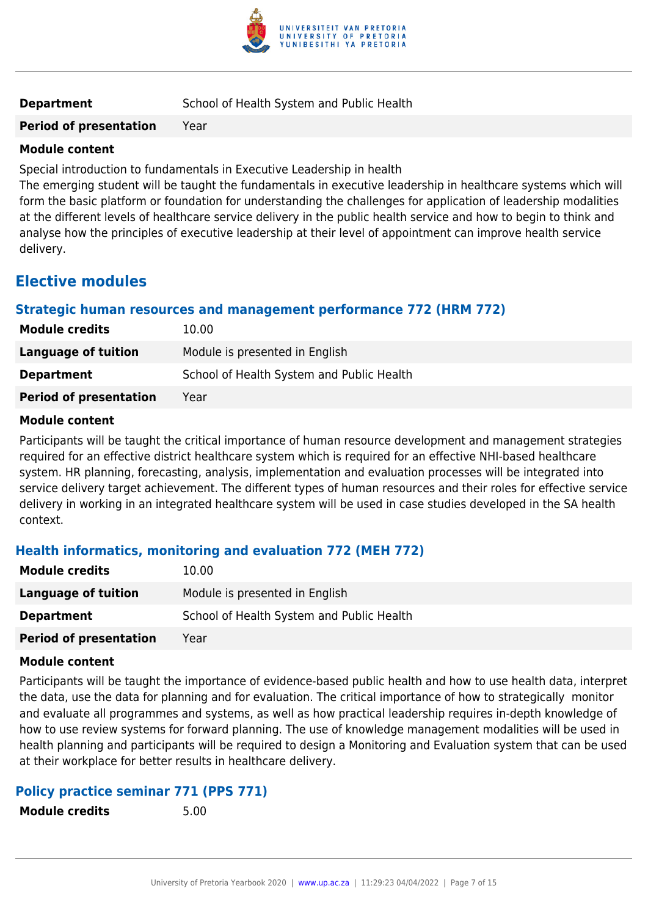| | |
|---|---|
| **Department** | School of Health System and Public Health |
| **Period of presentation** | Year |

**Module content**

Special introduction to fundamentals in Executive Leadership in health
The emerging student will be taught the fundamentals in executive leadership in healthcare systems which will form the basic platform or foundation for understanding the challenges for application of leadership modalities at the different levels of healthcare service delivery in the public health service and how to begin to think and analyse how the principles of executive leadership at their level of appointment can improve health service delivery.

## Elective modules

### Strategic human resources and management performance 772 (HRM 772)

| | |
|---|---|
| **Module credits** | 10.00 |
| **Language of tuition** | Module is presented in English |
| **Department** | School of Health System and Public Health |
| **Period of presentation** | Year |

**Module content**

Participants will be taught the critical importance of human resource development and management strategies required for an effective district healthcare system which is required for an effective NHI-based healthcare system. HR planning, forecasting, analysis, implementation and evaluation processes will be integrated into service delivery target achievement. The different types of human resources and their roles for effective service delivery in working in an integrated healthcare system will be used in case studies developed in the SA health context.

### Health informatics, monitoring and evaluation 772 (MEH 772)

| | |
|---|---|
| **Module credits** | 10.00 |
| **Language of tuition** | Module is presented in English |
| **Department** | School of Health System and Public Health |
| **Period of presentation** | Year |

**Module content**

Participants will be taught the importance of evidence-based public health and how to use health data, interpret the data, use the data for planning and for evaluation. The critical importance of how to strategically monitor and evaluate all programmes and systems, as well as how practical leadership requires in-depth knowledge of how to use review systems for forward planning. The use of knowledge management modalities will be used in health planning and participants will be required to design a Monitoring and Evaluation system that can be used at their workplace for better results in healthcare delivery.

### Policy practice seminar 771 (PPS 771)

| | |
|---|---|
| **Module credits** | 5.00 |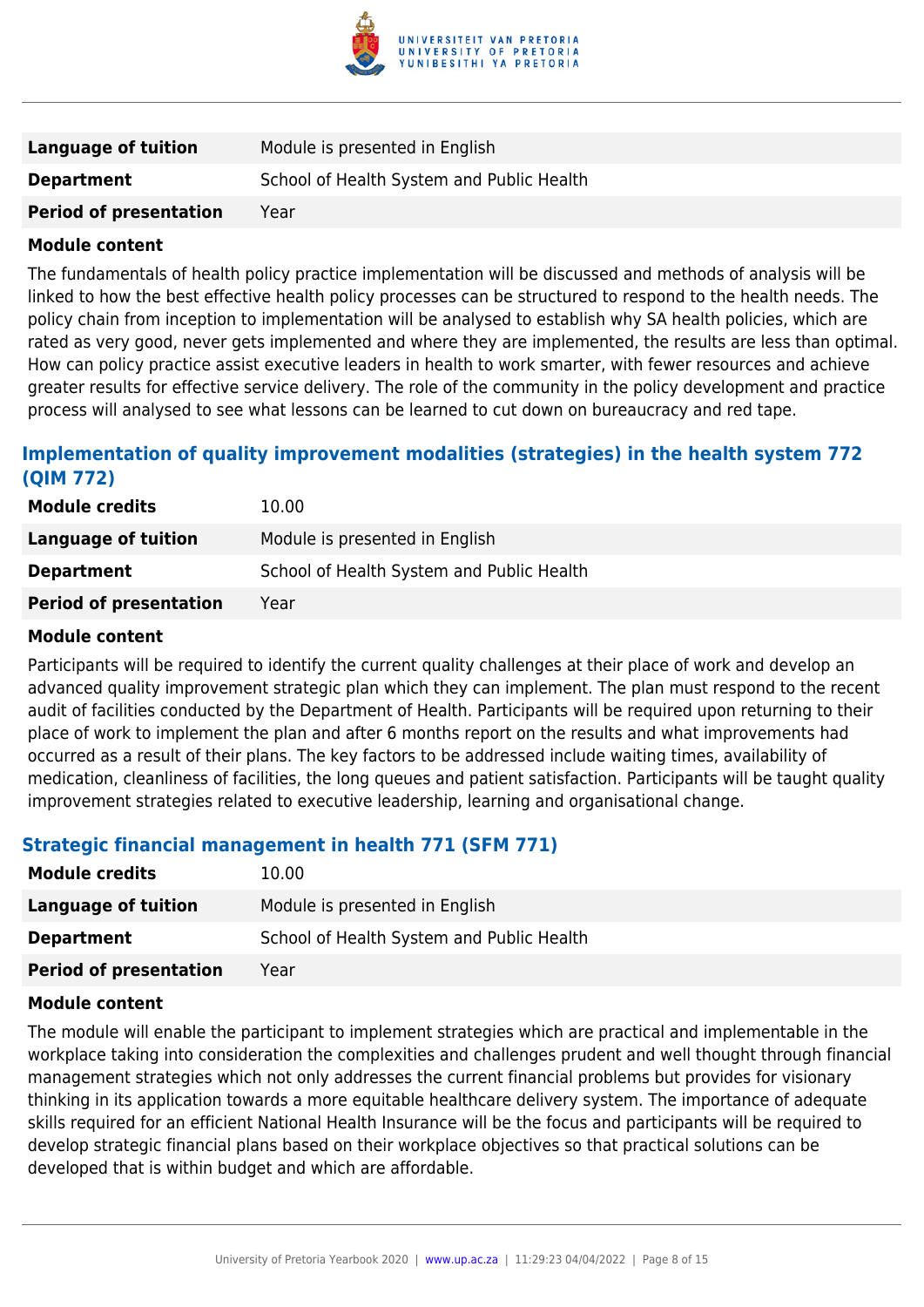| | |
|---|---|
| **Language of tuition** | Module is presented in English |
| **Department** | School of Health System and Public Health |
| **Period of presentation** | Year |

**Module content**

The fundamentals of health policy practice implementation will be discussed and methods of analysis will be linked to how the best effective health policy processes can be structured to respond to the health needs. The policy chain from inception to implementation will be analysed to establish why SA health policies, which are rated as very good, never gets implemented and where they are implemented, the results are less than optimal. How can policy practice assist executive leaders in health to work smarter, with fewer resources and achieve greater results for effective service delivery. The role of the community in the policy development and practice process will analysed to see what lessons can be learned to cut down on bureaucracy and red tape.

### Implementation of quality improvement modalities (strategies) in the health system 772 (QIM 772)

| | |
|---|---|
| **Module credits** | 10.00 |
| **Language of tuition** | Module is presented in English |
| **Department** | School of Health System and Public Health |
| **Period of presentation** | Year |

**Module content**

Participants will be required to identify the current quality challenges at their place of work and develop an advanced quality improvement strategic plan which they can implement. The plan must respond to the recent audit of facilities conducted by the Department of Health. Participants will be required upon returning to their place of work to implement the plan and after 6 months report on the results and what improvements had occurred as a result of their plans. The key factors to be addressed include waiting times, availability of medication, cleanliness of facilities, the long queues and patient satisfaction. Participants will be taught quality improvement strategies related to executive leadership, learning and organisational change.

### Strategic financial management in health 771 (SFM 771)

| | |
|---|---|
| **Module credits** | 10.00 |
| **Language of tuition** | Module is presented in English |
| **Department** | School of Health System and Public Health |
| **Period of presentation** | Year |

**Module content**

The module will enable the participant to implement strategies which are practical and implementable in the workplace taking into consideration the complexities and challenges prudent and well thought through financial management strategies which not only addresses the current financial problems but provides for visionary thinking in its application towards a more equitable healthcare delivery system. The importance of adequate skills required for an efficient National Health Insurance will be the focus and participants will be required to develop strategic financial plans based on their workplace objectives so that practical solutions can be developed that is within budget and which are affordable.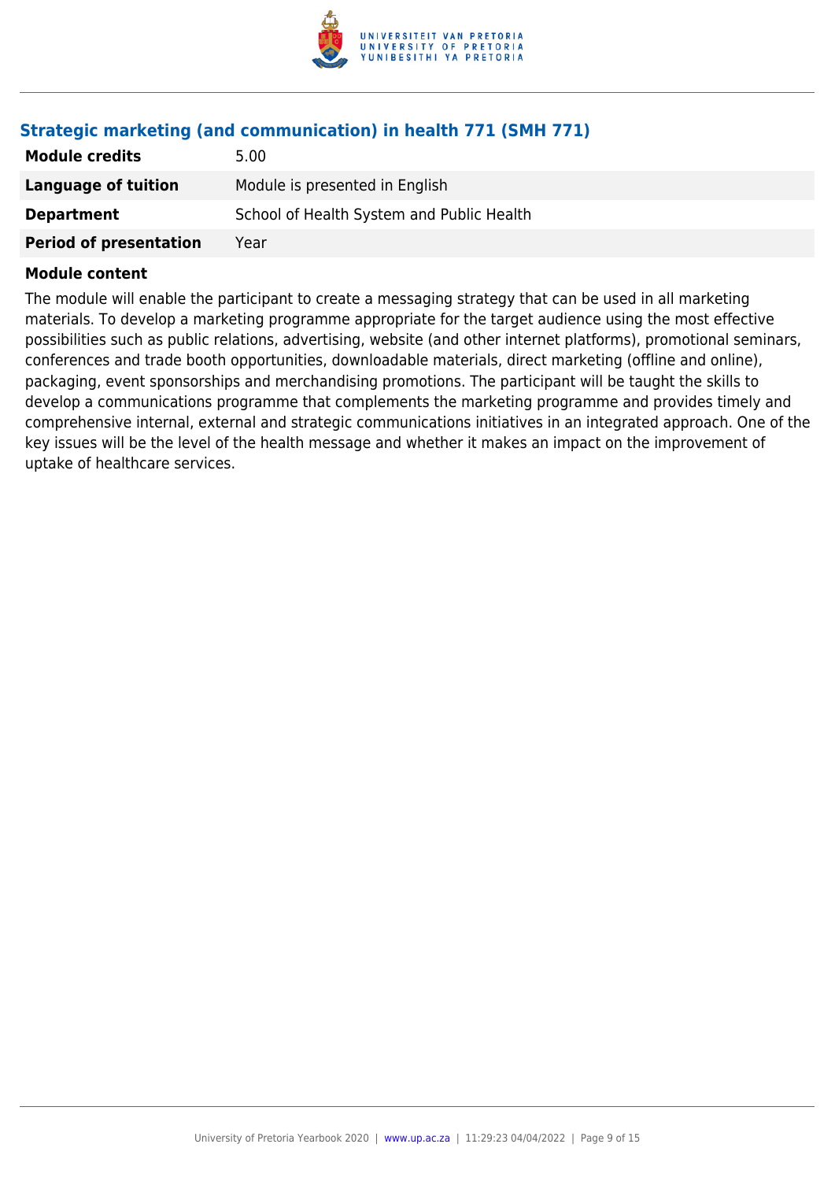### Strategic marketing (and communication) in health 771 (SMH 771)

| | |
|---|---|
| **Module credits** | 5.00 |
| **Language of tuition** | Module is presented in English |
| **Department** | School of Health System and Public Health |
| **Period of presentation** | Year |

**Module content**

The module will enable the participant to create a messaging strategy that can be used in all marketing materials. To develop a marketing programme appropriate for the target audience using the most effective possibilities such as public relations, advertising, website (and other internet platforms), promotional seminars, conferences and trade booth opportunities, downloadable materials, direct marketing (offline and online), packaging, event sponsorships and merchandising promotions. The participant will be taught the skills to develop a communications programme that complements the marketing programme and provides timely and comprehensive internal, external and strategic communications initiatives in an integrated approach. One of the key issues will be the level of the health message and whether it makes an impact on the improvement of uptake of healthcare services.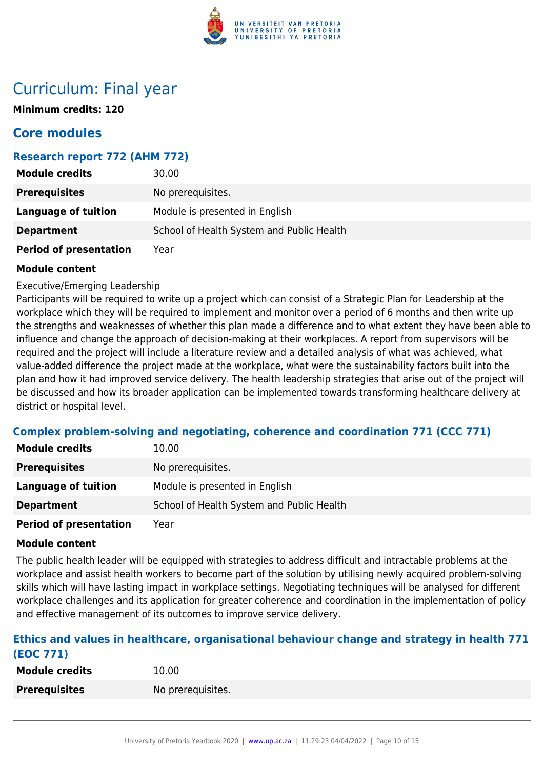# Curriculum: Final year

**Minimum credits: 120**

## Core modules

### Research report 772 (AHM 772)

| | |
|---|---|
| **Module credits** | 30.00 |
| **Prerequisites** | No prerequisites. |
| **Language of tuition** | Module is presented in English |
| **Department** | School of Health System and Public Health |
| **Period of presentation** | Year |

**Module content**

Executive/Emerging Leadership
Participants will be required to write up a project which can consist of a Strategic Plan for Leadership at the workplace which they will be required to implement and monitor over a period of 6 months and then write up the strengths and weaknesses of whether this plan made a difference and to what extent they have been able to influence and change the approach of decision-making at their workplaces. A report from supervisors will be required and the project will include a literature review and a detailed analysis of what was achieved, what value-added difference the project made at the workplace, what were the sustainability factors built into the plan and how it had improved service delivery. The health leadership strategies that arise out of the project will be discussed and how its broader application can be implemented towards transforming healthcare delivery at district or hospital level.

### Complex problem-solving and negotiating, coherence and coordination 771 (CCC 771)

| | |
|---|---|
| **Module credits** | 10.00 |
| **Prerequisites** | No prerequisites. |
| **Language of tuition** | Module is presented in English |
| **Department** | School of Health System and Public Health |
| **Period of presentation** | Year |

**Module content**

The public health leader will be equipped with strategies to address difficult and intractable problems at the workplace and assist health workers to become part of the solution by utilising newly acquired problem-solving skills which will have lasting impact in workplace settings. Negotiating techniques will be analysed for different workplace challenges and its application for greater coherence and coordination in the implementation of policy and effective management of its outcomes to improve service delivery.

### Ethics and values in healthcare, organisational behaviour change and strategy in health 771 (EOC 771)

| | |
|---|---|
| **Module credits** | 10.00 |
| **Prerequisites** | No prerequisites. |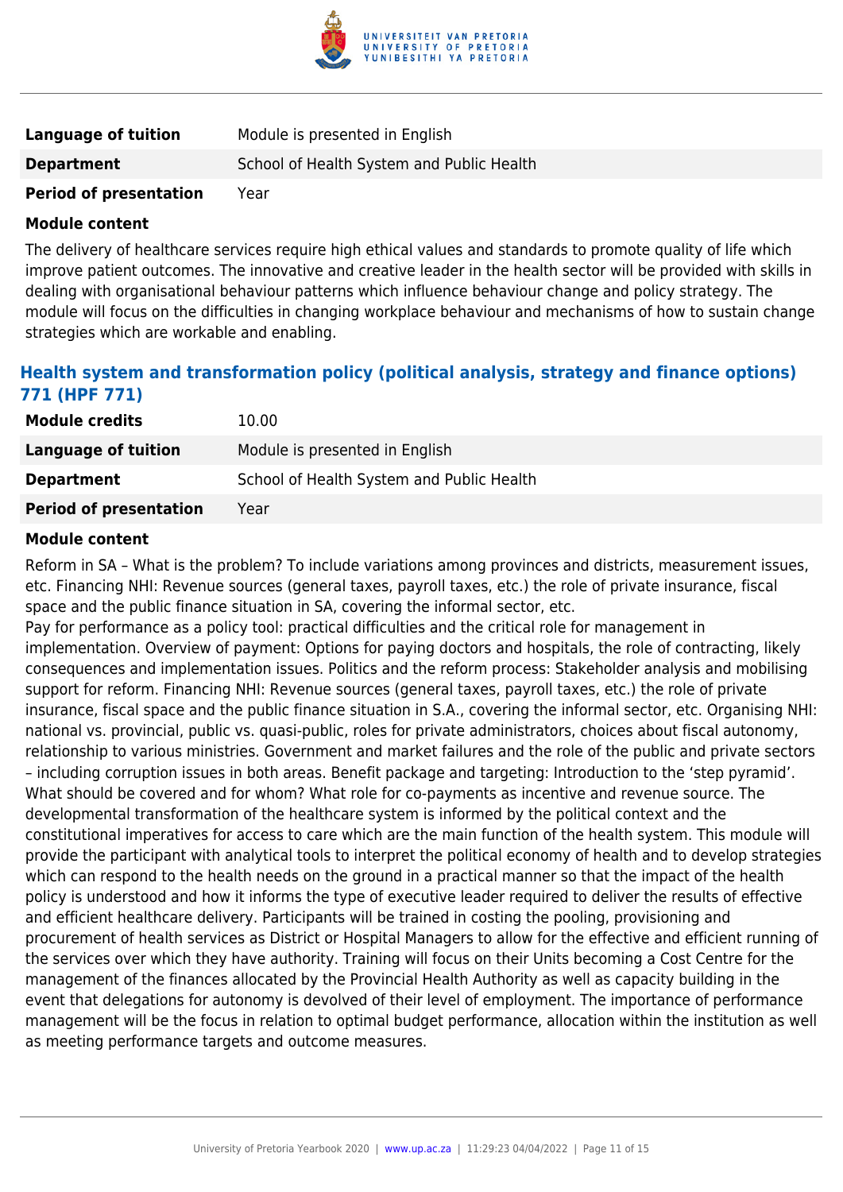| | |
|---|---|
| **Language of tuition** | Module is presented in English |
| **Department** | School of Health System and Public Health |
| **Period of presentation** | Year |

**Module content**

The delivery of healthcare services require high ethical values and standards to promote quality of life which improve patient outcomes. The innovative and creative leader in the health sector will be provided with skills in dealing with organisational behaviour patterns which influence behaviour change and policy strategy. The module will focus on the difficulties in changing workplace behaviour and mechanisms of how to sustain change strategies which are workable and enabling.

### Health system and transformation policy (political analysis, strategy and finance options) 771 (HPF 771)

| | |
|---|---|
| **Module credits** | 10.00 |
| **Language of tuition** | Module is presented in English |
| **Department** | School of Health System and Public Health |
| **Period of presentation** | Year |

**Module content**

Reform in SA – What is the problem? To include variations among provinces and districts, measurement issues, etc. Financing NHI: Revenue sources (general taxes, payroll taxes, etc.) the role of private insurance, fiscal space and the public finance situation in SA, covering the informal sector, etc.
Pay for performance as a policy tool: practical difficulties and the critical role for management in implementation. Overview of payment: Options for paying doctors and hospitals, the role of contracting, likely consequences and implementation issues. Politics and the reform process: Stakeholder analysis and mobilising support for reform. Financing NHI: Revenue sources (general taxes, payroll taxes, etc.) the role of private insurance, fiscal space and the public finance situation in S.A., covering the informal sector, etc. Organising NHI: national vs. provincial, public vs. quasi-public, roles for private administrators, choices about fiscal autonomy, relationship to various ministries. Government and market failures and the role of the public and private sectors – including corruption issues in both areas. Benefit package and targeting: Introduction to the 'step pyramid'. What should be covered and for whom? What role for co-payments as incentive and revenue source. The developmental transformation of the healthcare system is informed by the political context and the constitutional imperatives for access to care which are the main function of the health system. This module will provide the participant with analytical tools to interpret the political economy of health and to develop strategies which can respond to the health needs on the ground in a practical manner so that the impact of the health policy is understood and how it informs the type of executive leader required to deliver the results of effective and efficient healthcare delivery. Participants will be trained in costing the pooling, provisioning and procurement of health services as District or Hospital Managers to allow for the effective and efficient running of the services over which they have authority. Training will focus on their Units becoming a Cost Centre for the management of the finances allocated by the Provincial Health Authority as well as capacity building in the event that delegations for autonomy is devolved of their level of employment. The importance of performance management will be the focus in relation to optimal budget performance, allocation within the institution as well as meeting performance targets and outcome measures.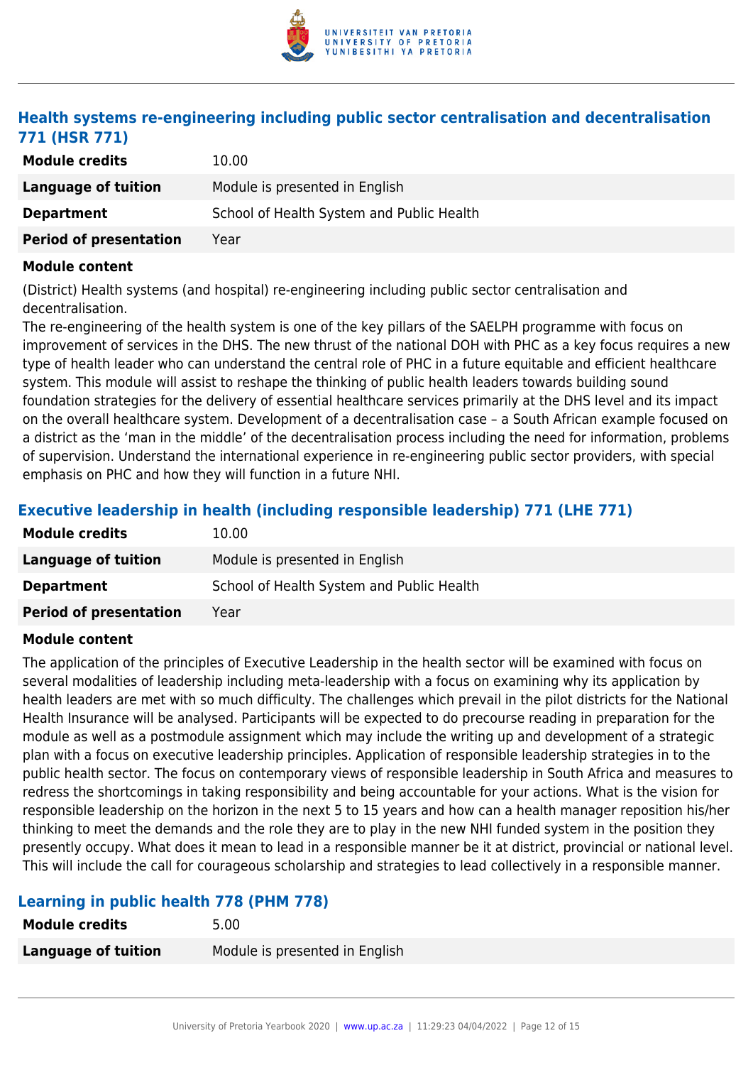### Health systems re-engineering including public sector centralisation and decentralisation 771 (HSR 771)

| Module credits | 10.00 |
|---|---|
| Language of tuition | Module is presented in English |
| Department | School of Health System and Public Health |
| Period of presentation | Year |

**Module content**

(District) Health systems (and hospital) re-engineering including public sector centralisation and decentralisation.
The re-engineering of the health system is one of the key pillars of the SAELPH programme with focus on improvement of services in the DHS. The new thrust of the national DOH with PHC as a key focus requires a new type of health leader who can understand the central role of PHC in a future equitable and efficient healthcare system. This module will assist to reshape the thinking of public health leaders towards building sound foundation strategies for the delivery of essential healthcare services primarily at the DHS level and its impact on the overall healthcare system. Development of a decentralisation case – a South African example focused on a district as the 'man in the middle' of the decentralisation process including the need for information, problems of supervision. Understand the international experience in re-engineering public sector providers, with special emphasis on PHC and how they will function in a future NHI.

### Executive leadership in health (including responsible leadership) 771 (LHE 771)

| Module credits | 10.00 |
|---|---|
| Language of tuition | Module is presented in English |
| Department | School of Health System and Public Health |
| Period of presentation | Year |

**Module content**

The application of the principles of Executive Leadership in the health sector will be examined with focus on several modalities of leadership including meta-leadership with a focus on examining why its application by health leaders are met with so much difficulty. The challenges which prevail in the pilot districts for the National Health Insurance will be analysed. Participants will be expected to do precourse reading in preparation for the module as well as a postmodule assignment which may include the writing up and development of a strategic plan with a focus on executive leadership principles. Application of responsible leadership strategies in to the public health sector. The focus on contemporary views of responsible leadership in South Africa and measures to redress the shortcomings in taking responsibility and being accountable for your actions. What is the vision for responsible leadership on the horizon in the next 5 to 15 years and how can a health manager reposition his/her thinking to meet the demands and the role they are to play in the new NHI funded system in the position they presently occupy. What does it mean to lead in a responsible manner be it at district, provincial or national level. This will include the call for courageous scholarship and strategies to lead collectively in a responsible manner.

### Learning in public health 778 (PHM 778)

| Module credits | 5.00 |
|---|---|
| Language of tuition | Module is presented in English |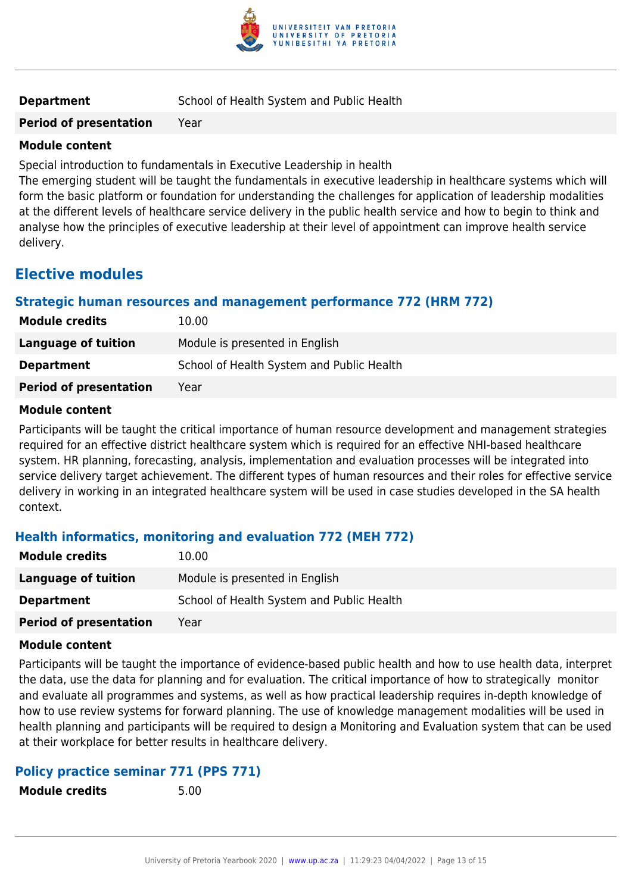| | |
|---|---|
| **Department** | School of Health System and Public Health |
| **Period of presentation** | Year |

**Module content**

Special introduction to fundamentals in Executive Leadership in health
The emerging student will be taught the fundamentals in executive leadership in healthcare systems which will form the basic platform or foundation for understanding the challenges for application of leadership modalities at the different levels of healthcare service delivery in the public health service and how to begin to think and analyse how the principles of executive leadership at their level of appointment can improve health service delivery.

## Elective modules

### Strategic human resources and management performance 772 (HRM 772)

| | |
|---|---|
| **Module credits** | 10.00 |
| **Language of tuition** | Module is presented in English |
| **Department** | School of Health System and Public Health |
| **Period of presentation** | Year |

**Module content**

Participants will be taught the critical importance of human resource development and management strategies required for an effective district healthcare system which is required for an effective NHI-based healthcare system. HR planning, forecasting, analysis, implementation and evaluation processes will be integrated into service delivery target achievement. The different types of human resources and their roles for effective service delivery in working in an integrated healthcare system will be used in case studies developed in the SA health context.

### Health informatics, monitoring and evaluation 772 (MEH 772)

| | |
|---|---|
| **Module credits** | 10.00 |
| **Language of tuition** | Module is presented in English |
| **Department** | School of Health System and Public Health |
| **Period of presentation** | Year |

**Module content**

Participants will be taught the importance of evidence-based public health and how to use health data, interpret the data, use the data for planning and for evaluation. The critical importance of how to strategically monitor and evaluate all programmes and systems, as well as how practical leadership requires in-depth knowledge of how to use review systems for forward planning. The use of knowledge management modalities will be used in health planning and participants will be required to design a Monitoring and Evaluation system that can be used at their workplace for better results in healthcare delivery.

### Policy practice seminar 771 (PPS 771)

| | |
|---|---|
| **Module credits** | 5.00 |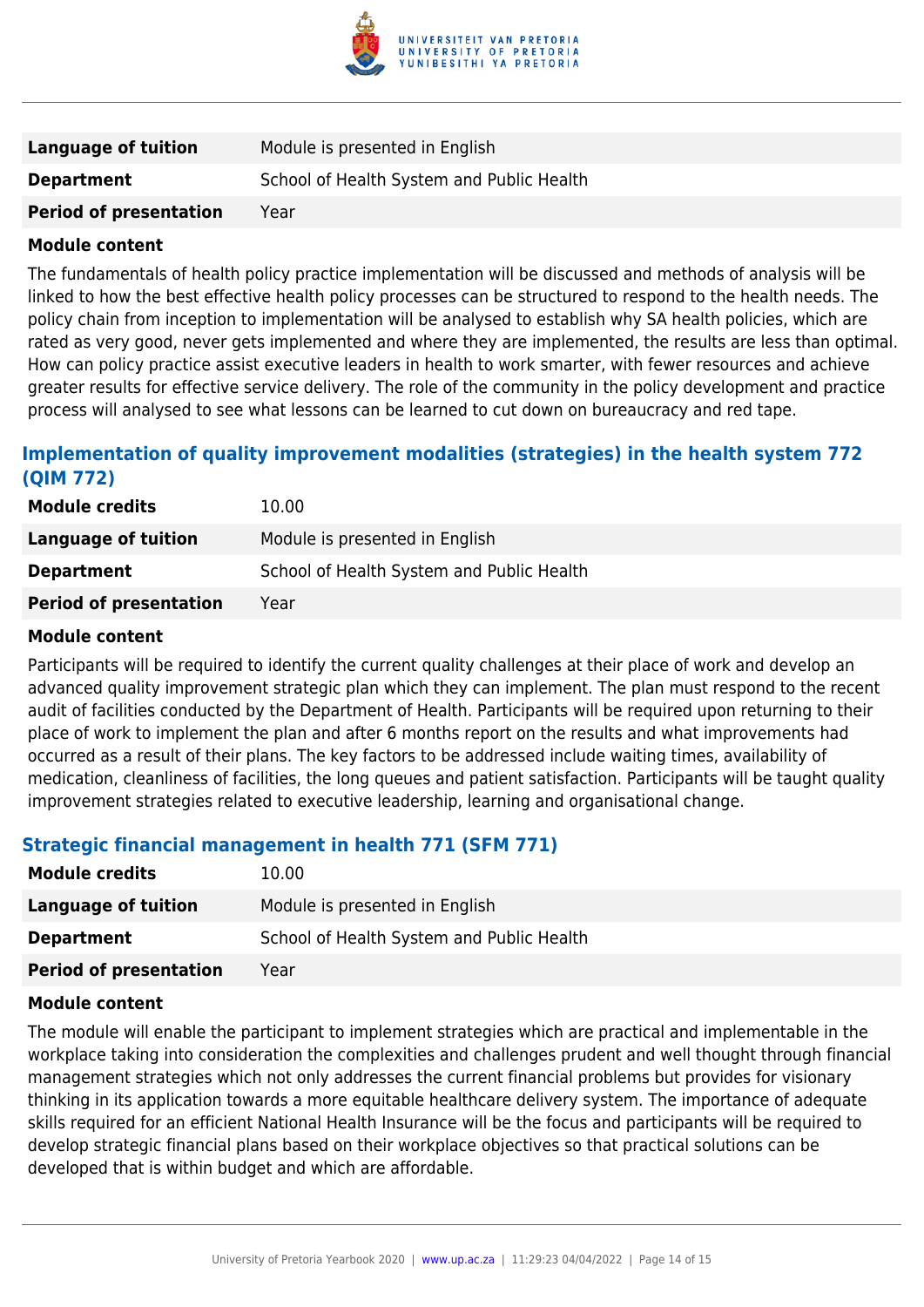| | |
|---|---|
| **Language of tuition** | Module is presented in English |
| **Department** | School of Health System and Public Health |
| **Period of presentation** | Year |

**Module content**

The fundamentals of health policy practice implementation will be discussed and methods of analysis will be linked to how the best effective health policy processes can be structured to respond to the health needs. The policy chain from inception to implementation will be analysed to establish why SA health policies, which are rated as very good, never gets implemented and where they are implemented, the results are less than optimal. How can policy practice assist executive leaders in health to work smarter, with fewer resources and achieve greater results for effective service delivery. The role of the community in the policy development and practice process will analysed to see what lessons can be learned to cut down on bureaucracy and red tape.

### Implementation of quality improvement modalities (strategies) in the health system 772 (QIM 772)

| | |
|---|---|
| **Module credits** | 10.00 |
| **Language of tuition** | Module is presented in English |
| **Department** | School of Health System and Public Health |
| **Period of presentation** | Year |

**Module content**

Participants will be required to identify the current quality challenges at their place of work and develop an advanced quality improvement strategic plan which they can implement. The plan must respond to the recent audit of facilities conducted by the Department of Health. Participants will be required upon returning to their place of work to implement the plan and after 6 months report on the results and what improvements had occurred as a result of their plans. The key factors to be addressed include waiting times, availability of medication, cleanliness of facilities, the long queues and patient satisfaction. Participants will be taught quality improvement strategies related to executive leadership, learning and organisational change.

### Strategic financial management in health 771 (SFM 771)

| | |
|---|---|
| **Module credits** | 10.00 |
| **Language of tuition** | Module is presented in English |
| **Department** | School of Health System and Public Health |
| **Period of presentation** | Year |

**Module content**

The module will enable the participant to implement strategies which are practical and implementable in the workplace taking into consideration the complexities and challenges prudent and well thought through financial management strategies which not only addresses the current financial problems but provides for visionary thinking in its application towards a more equitable healthcare delivery system. The importance of adequate skills required for an efficient National Health Insurance will be the focus and participants will be required to develop strategic financial plans based on their workplace objectives so that practical solutions can be developed that is within budget and which are affordable.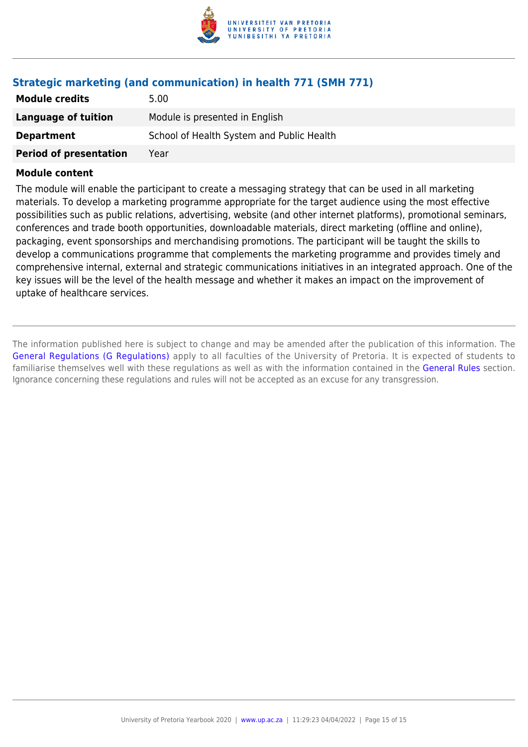### Strategic marketing (and communication) in health 771 (SMH 771)

| | |
|---|---|
| **Module credits** | 5.00 |
| **Language of tuition** | Module is presented in English |
| **Department** | School of Health System and Public Health |
| **Period of presentation** | Year |

**Module content**

The module will enable the participant to create a messaging strategy that can be used in all marketing materials. To develop a marketing programme appropriate for the target audience using the most effective possibilities such as public relations, advertising, website (and other internet platforms), promotional seminars, conferences and trade booth opportunities, downloadable materials, direct marketing (offline and online), packaging, event sponsorships and merchandising promotions. The participant will be taught the skills to develop a communications programme that complements the marketing programme and provides timely and comprehensive internal, external and strategic communications initiatives in an integrated approach. One of the key issues will be the level of the health message and whether it makes an impact on the improvement of uptake of healthcare services.

---

The information published here is subject to change and may be amended after the publication of this information. The General Regulations (G Regulations) apply to all faculties of the University of Pretoria. It is expected of students to familiarise themselves well with these regulations as well as with the information contained in the General Rules section. Ignorance concerning these regulations and rules will not be accepted as an excuse for any transgression.